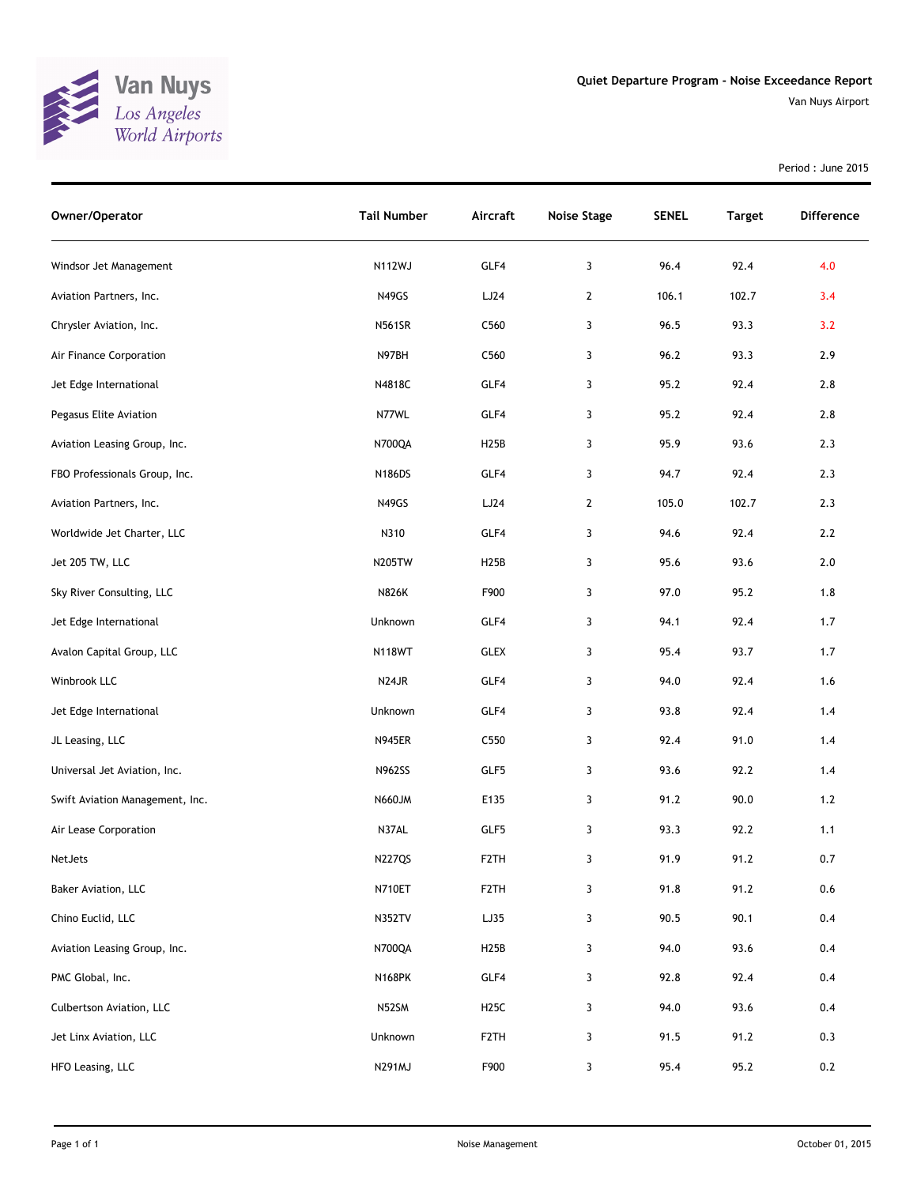Van Nuys
Los Angeles
World Airports

## Quiet Departure Program - Noise Exceedance Report

Van Nuys Airport

Period : June 2015

| Owner/Operator | Tail Number | Aircraft | Noise Stage | SENEL | Target | Difference |
|---|---|---|---|---|---|---|
| Windsor Jet Management | N112WJ | GLF4 | 3 | 96.4 | 92.4 | 4.0 |
| Aviation Partners, Inc. | N49GS | LJ24 | 2 | 106.1 | 102.7 | 3.4 |
| Chrysler Aviation, Inc. | N561SR | C560 | 3 | 96.5 | 93.3 | 3.2 |
| Air Finance Corporation | N97BH | C560 | 3 | 96.2 | 93.3 | 2.9 |
| Jet Edge International | N4818C | GLF4 | 3 | 95.2 | 92.4 | 2.8 |
| Pegasus Elite Aviation | N77WL | GLF4 | 3 | 95.2 | 92.4 | 2.8 |
| Aviation Leasing Group, Inc. | N700QA | H25B | 3 | 95.9 | 93.6 | 2.3 |
| FBO Professionals Group, Inc. | N186DS | GLF4 | 3 | 94.7 | 92.4 | 2.3 |
| Aviation Partners, Inc. | N49GS | LJ24 | 2 | 105.0 | 102.7 | 2.3 |
| Worldwide Jet Charter, LLC | N310 | GLF4 | 3 | 94.6 | 92.4 | 2.2 |
| Jet 205 TW, LLC | N205TW | H25B | 3 | 95.6 | 93.6 | 2.0 |
| Sky River Consulting, LLC | N826K | F900 | 3 | 97.0 | 95.2 | 1.8 |
| Jet Edge International | Unknown | GLF4 | 3 | 94.1 | 92.4 | 1.7 |
| Avalon Capital Group, LLC | N118WT | GLEX | 3 | 95.4 | 93.7 | 1.7 |
| Winbrook LLC | N24JR | GLF4 | 3 | 94.0 | 92.4 | 1.6 |
| Jet Edge International | Unknown | GLF4 | 3 | 93.8 | 92.4 | 1.4 |
| JL Leasing, LLC | N945ER | C550 | 3 | 92.4 | 91.0 | 1.4 |
| Universal Jet Aviation, Inc. | N962SS | GLF5 | 3 | 93.6 | 92.2 | 1.4 |
| Swift Aviation Management, Inc. | N660JM | E135 | 3 | 91.2 | 90.0 | 1.2 |
| Air Lease Corporation | N37AL | GLF5 | 3 | 93.3 | 92.2 | 1.1 |
| NetJets | N227QS | F2TH | 3 | 91.9 | 91.2 | 0.7 |
| Baker Aviation, LLC | N710ET | F2TH | 3 | 91.8 | 91.2 | 0.6 |
| Chino Euclid, LLC | N352TV | LJ35 | 3 | 90.5 | 90.1 | 0.4 |
| Aviation Leasing Group, Inc. | N700QA | H25B | 3 | 94.0 | 93.6 | 0.4 |
| PMC Global, Inc. | N168PK | GLF4 | 3 | 92.8 | 92.4 | 0.4 |
| Culbertson Aviation, LLC | N52SM | H25C | 3 | 94.0 | 93.6 | 0.4 |
| Jet Linx Aviation, LLC | Unknown | F2TH | 3 | 91.5 | 91.2 | 0.3 |
| HFO Leasing, LLC | N291MJ | F900 | 3 | 95.4 | 95.2 | 0.2 |

Noise Management

October 01, 2015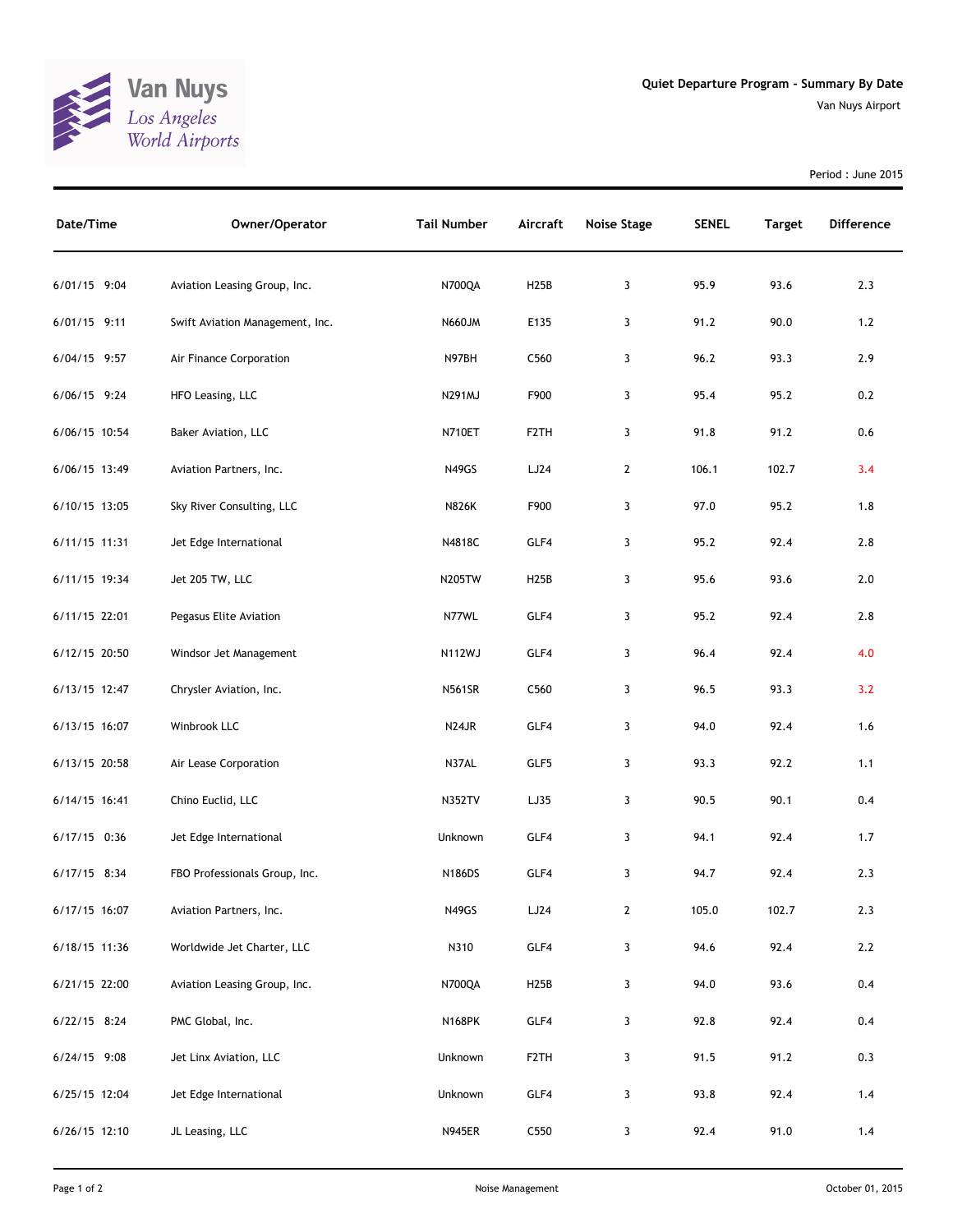Van Nuys
*Los Angeles World Airports*

## Quiet Departure Program - Summary By Date

Van Nuys Airport

Period : June 2015

| Date/Time | Owner/Operator | Tail Number | Aircraft | Noise Stage | SENEL | Target | Difference |
|---|---|---|---|---|---|---|---|
| 6/01/15 9:04 | Aviation Leasing Group, Inc. | N700QA | H25B | 3 | 95.9 | 93.6 | 2.3 |
| 6/01/15 9:11 | Swift Aviation Management, Inc. | N660JM | E135 | 3 | 91.2 | 90.0 | 1.2 |
| 6/04/15 9:57 | Air Finance Corporation | N97BH | C560 | 3 | 96.2 | 93.3 | 2.9 |
| 6/06/15 9:24 | HFO Leasing, LLC | N291MJ | F900 | 3 | 95.4 | 95.2 | 0.2 |
| 6/06/15 10:54 | Baker Aviation, LLC | N710ET | F2TH | 3 | 91.8 | 91.2 | 0.6 |
| 6/06/15 13:49 | Aviation Partners, Inc. | N49GS | LJ24 | 2 | 106.1 | 102.7 | 3.4 |
| 6/10/15 13:05 | Sky River Consulting, LLC | N826K | F900 | 3 | 97.0 | 95.2 | 1.8 |
| 6/11/15 11:31 | Jet Edge International | N4818C | GLF4 | 3 | 95.2 | 92.4 | 2.8 |
| 6/11/15 19:34 | Jet 205 TW, LLC | N205TW | H25B | 3 | 95.6 | 93.6 | 2.0 |
| 6/11/15 22:01 | Pegasus Elite Aviation | N77WL | GLF4 | 3 | 95.2 | 92.4 | 2.8 |
| 6/12/15 20:50 | Windsor Jet Management | N112WJ | GLF4 | 3 | 96.4 | 92.4 | 4.0 |
| 6/13/15 12:47 | Chrysler Aviation, Inc. | N561SR | C560 | 3 | 96.5 | 93.3 | 3.2 |
| 6/13/15 16:07 | Winbrook LLC | N24JR | GLF4 | 3 | 94.0 | 92.4 | 1.6 |
| 6/13/15 20:58 | Air Lease Corporation | N37AL | GLF5 | 3 | 93.3 | 92.2 | 1.1 |
| 6/14/15 16:41 | Chino Euclid, LLC | N352TV | LJ35 | 3 | 90.5 | 90.1 | 0.4 |
| 6/17/15 0:36 | Jet Edge International | Unknown | GLF4 | 3 | 94.1 | 92.4 | 1.7 |
| 6/17/15 8:34 | FBO Professionals Group, Inc. | N186DS | GLF4 | 3 | 94.7 | 92.4 | 2.3 |
| 6/17/15 16:07 | Aviation Partners, Inc. | N49GS | LJ24 | 2 | 105.0 | 102.7 | 2.3 |
| 6/18/15 11:36 | Worldwide Jet Charter, LLC | N310 | GLF4 | 3 | 94.6 | 92.4 | 2.2 |
| 6/21/15 22:00 | Aviation Leasing Group, Inc. | N700QA | H25B | 3 | 94.0 | 93.6 | 0.4 |
| 6/22/15 8:24 | PMC Global, Inc. | N168PK | GLF4 | 3 | 92.8 | 92.4 | 0.4 |
| 6/24/15 9:08 | Jet Linx Aviation, LLC | Unknown | F2TH | 3 | 91.5 | 91.2 | 0.3 |
| 6/25/15 12:04 | Jet Edge International | Unknown | GLF4 | 3 | 93.8 | 92.4 | 1.4 |
| 6/26/15 12:10 | JL Leasing, LLC | N945ER | C550 | 3 | 92.4 | 91.0 | 1.4 |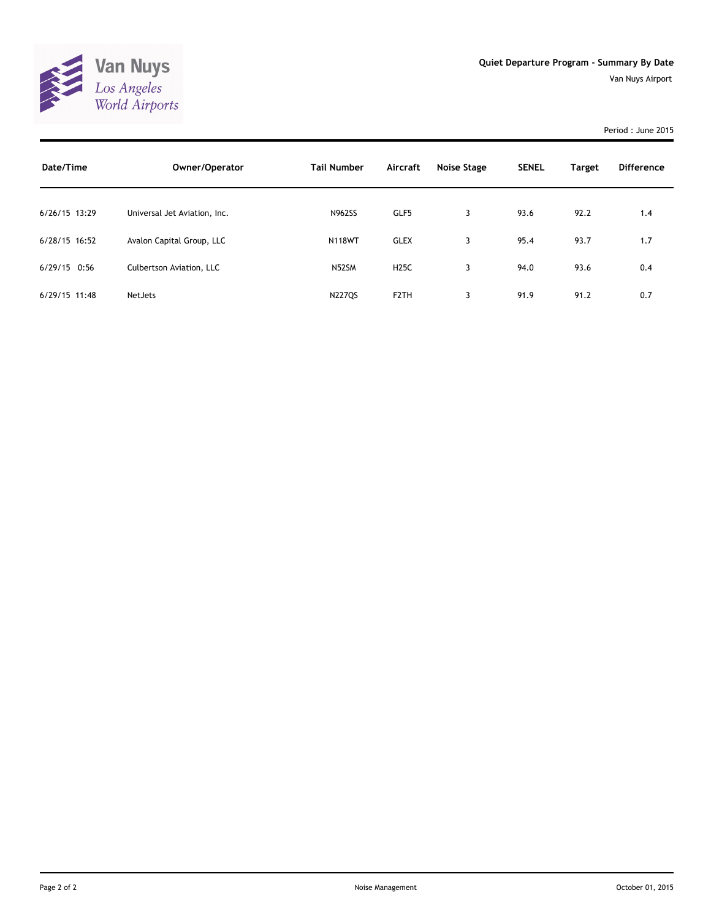# Quiet Departure Program - Summary By Date

Van Nuys Airport

Period : June 2015

| Date/Time | Owner/Operator | Tail Number | Aircraft | Noise Stage | SENEL | Target | Difference |
|---|---|---|---|---|---|---|---|
| 6/26/15 13:29 | Universal Jet Aviation, Inc. | N962SS | GLF5 | 3 | 93.6 | 92.2 | 1.4 |
| 6/28/15 16:52 | Avalon Capital Group, LLC | N118WT | GLEX | 3 | 95.4 | 93.7 | 1.7 |
| 6/29/15 0:56 | Culbertson Aviation, LLC | N52SM | H25C | 3 | 94.0 | 93.6 | 0.4 |
| 6/29/15 11:48 | NetJets | N227QS | F2TH | 3 | 91.9 | 91.2 | 0.7 |

Noise Management

October 01, 2015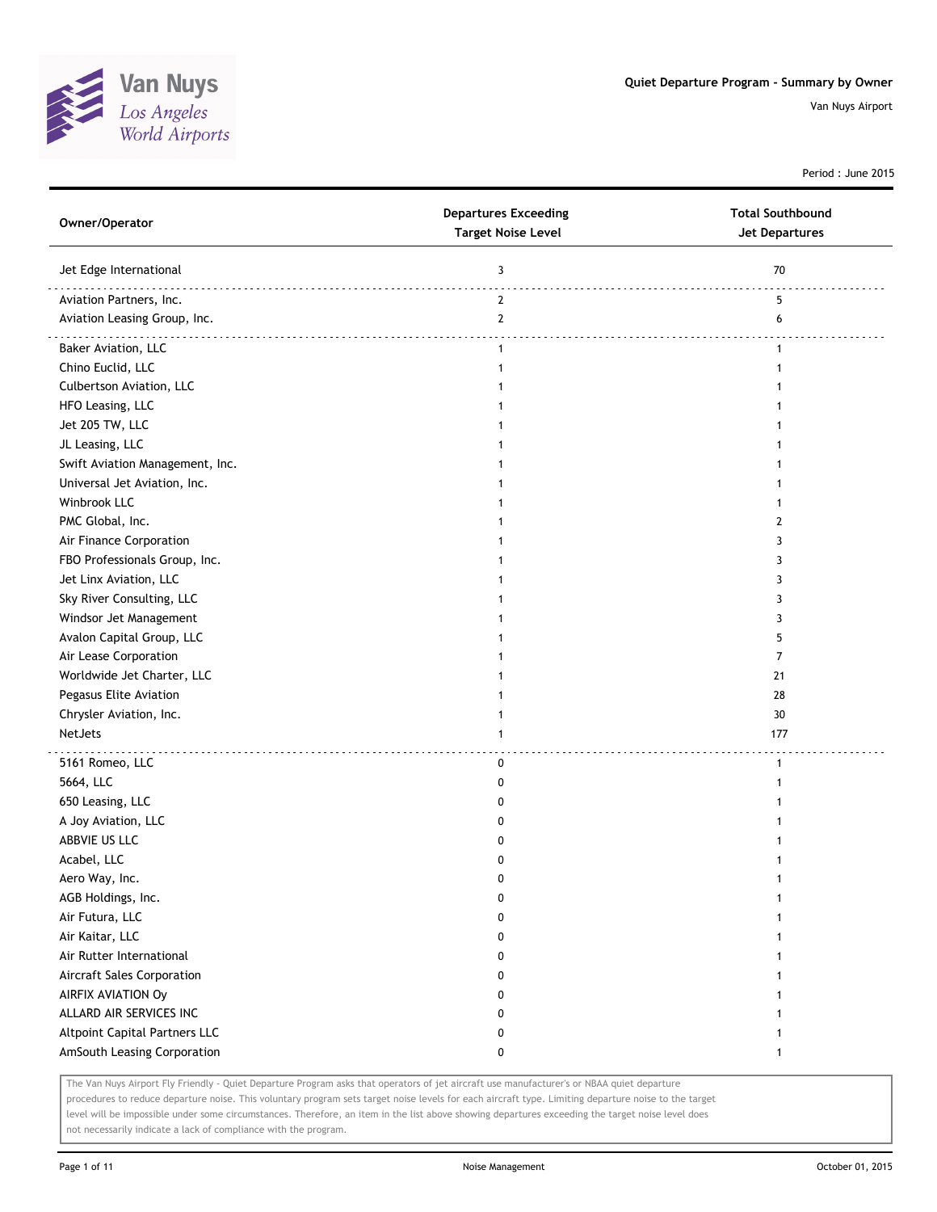# Quiet Departure Program - Summary by Owner

Van Nuys Airport

Period : June 2015

| Owner/Operator | Departures Exceeding Target Noise Level | Total Southbound Jet Departures |
|---|---|---|
| Jet Edge International | 3 | 70 |
| Aviation Partners, Inc. | 2 | 5 |
| Aviation Leasing Group, Inc. | 2 | 6 |
| Baker Aviation, LLC | 1 | 1 |
| Chino Euclid, LLC | 1 | 1 |
| Culbertson Aviation, LLC | 1 | 1 |
| HFO Leasing, LLC | 1 | 1 |
| Jet 205 TW, LLC | 1 | 1 |
| JL Leasing, LLC | 1 | 1 |
| Swift Aviation Management, Inc. | 1 | 1 |
| Universal Jet Aviation, Inc. | 1 | 1 |
| Winbrook LLC | 1 | 1 |
| PMC Global, Inc. | 1 | 2 |
| Air Finance Corporation | 1 | 3 |
| FBO Professionals Group, Inc. | 1 | 3 |
| Jet Linx Aviation, LLC | 1 | 3 |
| Sky River Consulting, LLC | 1 | 3 |
| Windsor Jet Management | 1 | 3 |
| Avalon Capital Group, LLC | 1 | 5 |
| Air Lease Corporation | 1 | 7 |
| Worldwide Jet Charter, LLC | 1 | 21 |
| Pegasus Elite Aviation | 1 | 28 |
| Chrysler Aviation, Inc. | 1 | 30 |
| NetJets | 1 | 177 |
| 5161 Romeo, LLC | 0 | 1 |
| 5664, LLC | 0 | 1 |
| 650 Leasing, LLC | 0 | 1 |
| A Joy Aviation, LLC | 0 | 1 |
| ABBVIE US LLC | 0 | 1 |
| Acabel, LLC | 0 | 1 |
| Aero Way, Inc. | 0 | 1 |
| AGB Holdings, Inc. | 0 | 1 |
| Air Futura, LLC | 0 | 1 |
| Air Kaitar, LLC | 0 | 1 |
| Air Rutter International | 0 | 1 |
| Aircraft Sales Corporation | 0 | 1 |
| AIRFIX AVIATION Oy | 0 | 1 |
| ALLARD AIR SERVICES INC | 0 | 1 |
| Altpoint Capital Partners LLC | 0 | 1 |
| AmSouth Leasing Corporation | 0 | 1 |

The Van Nuys Airport Fly Friendly - Quiet Departure Program asks that operators of jet aircraft use manufacturer's or NBAA quiet departure procedures to reduce departure noise. This voluntary program sets target noise levels for each aircraft type. Limiting departure noise to the target level will be impossible under some circumstances. Therefore, an item in the list above showing departures exceeding the target noise level does not necessarily indicate a lack of compliance with the program.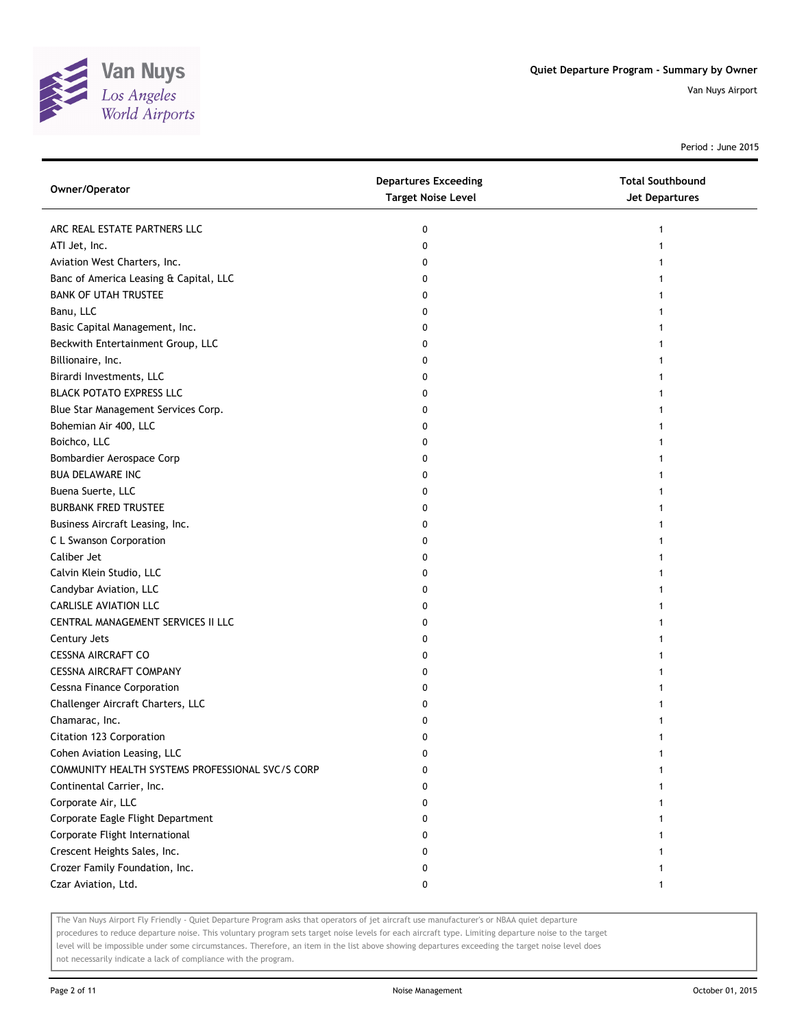## Quiet Departure Program - Summary by Owner

Van Nuys Airport

Period : June 2015

| Owner/Operator | Departures Exceeding Target Noise Level | Total Southbound Jet Departures |
|---|---|---|
| ARC REAL ESTATE PARTNERS LLC | 0 | 1 |
| ATI Jet, Inc. | 0 | 1 |
| Aviation West Charters, Inc. | 0 | 1 |
| Banc of America Leasing & Capital, LLC | 0 | 1 |
| BANK OF UTAH TRUSTEE | 0 | 1 |
| Banu, LLC | 0 | 1 |
| Basic Capital Management, Inc. | 0 | 1 |
| Beckwith Entertainment Group, LLC | 0 | 1 |
| Billionaire, Inc. | 0 | 1 |
| Birardi Investments, LLC | 0 | 1 |
| BLACK POTATO EXPRESS LLC | 0 | 1 |
| Blue Star Management Services Corp. | 0 | 1 |
| Bohemian Air 400, LLC | 0 | 1 |
| Boichco, LLC | 0 | 1 |
| Bombardier Aerospace Corp | 0 | 1 |
| BUA DELAWARE INC | 0 | 1 |
| Buena Suerte, LLC | 0 | 1 |
| BURBANK FRED TRUSTEE | 0 | 1 |
| Business Aircraft Leasing, Inc. | 0 | 1 |
| C L Swanson Corporation | 0 | 1 |
| Caliber Jet | 0 | 1 |
| Calvin Klein Studio, LLC | 0 | 1 |
| Candybar Aviation, LLC | 0 | 1 |
| CARLISLE AVIATION LLC | 0 | 1 |
| CENTRAL MANAGEMENT SERVICES II LLC | 0 | 1 |
| Century Jets | 0 | 1 |
| CESSNA AIRCRAFT CO | 0 | 1 |
| CESSNA AIRCRAFT COMPANY | 0 | 1 |
| Cessna Finance Corporation | 0 | 1 |
| Challenger Aircraft Charters, LLC | 0 | 1 |
| Chamarac, Inc. | 0 | 1 |
| Citation 123 Corporation | 0 | 1 |
| Cohen Aviation Leasing, LLC | 0 | 1 |
| COMMUNITY HEALTH SYSTEMS PROFESSIONAL SVC/S CORP | 0 | 1 |
| Continental Carrier, Inc. | 0 | 1 |
| Corporate Air, LLC | 0 | 1 |
| Corporate Eagle Flight Department | 0 | 1 |
| Corporate Flight International | 0 | 1 |
| Crescent Heights Sales, Inc. | 0 | 1 |
| Crozer Family Foundation, Inc. | 0 | 1 |
| Czar Aviation, Ltd. | 0 | 1 |

The Van Nuys Airport Fly Friendly - Quiet Departure Program asks that operators of jet aircraft use manufacturer's or NBAA quiet departure procedures to reduce departure noise. This voluntary program sets target noise levels for each aircraft type. Limiting departure noise to the target level will be impossible under some circumstances. Therefore, an item in the list above showing departures exceeding the target noise level does not necessarily indicate a lack of compliance with the program.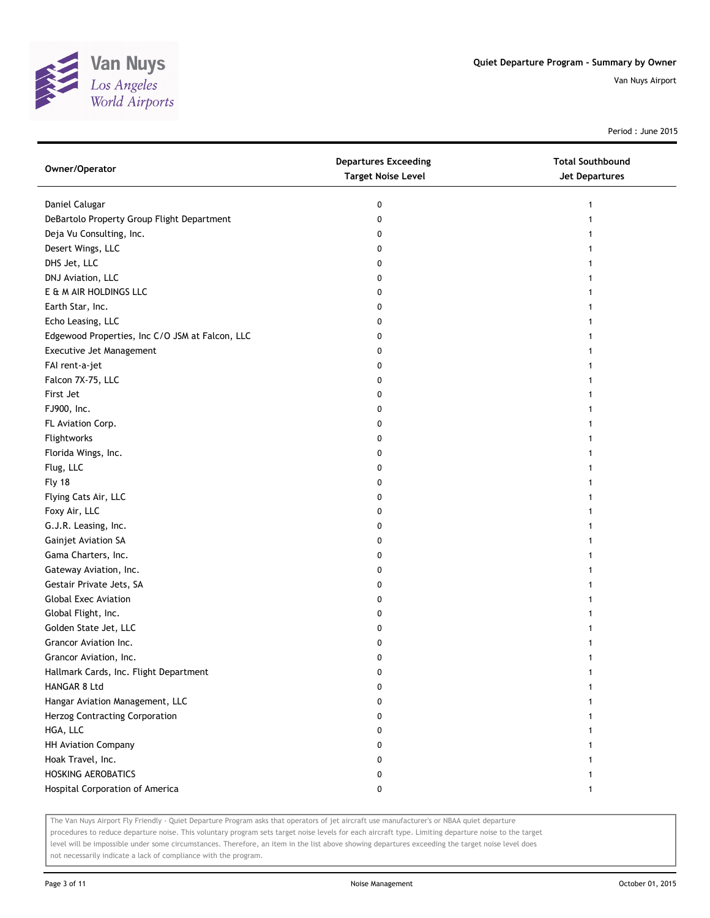Quiet Departure Program - Summary by Owner

Van Nuys Airport

Period : June 2015

| Owner/Operator | Departures Exceeding Target Noise Level | Total Southbound Jet Departures |
|---|---|---|
| Daniel Calugar | 0 | 1 |
| DeBartolo Property Group Flight Department | 0 | 1 |
| Deja Vu Consulting, Inc. | 0 | 1 |
| Desert Wings, LLC | 0 | 1 |
| DHS Jet, LLC | 0 | 1 |
| DNJ Aviation, LLC | 0 | 1 |
| E & M AIR HOLDINGS LLC | 0 | 1 |
| Earth Star, Inc. | 0 | 1 |
| Echo Leasing, LLC | 0 | 1 |
| Edgewood Properties, Inc C/O JSM at Falcon, LLC | 0 | 1 |
| Executive Jet Management | 0 | 1 |
| FAI rent-a-jet | 0 | 1 |
| Falcon 7X-75, LLC | 0 | 1 |
| First Jet | 0 | 1 |
| FJ900, Inc. | 0 | 1 |
| FL Aviation Corp. | 0 | 1 |
| Flightworks | 0 | 1 |
| Florida Wings, Inc. | 0 | 1 |
| Flug, LLC | 0 | 1 |
| Fly 18 | 0 | 1 |
| Flying Cats Air, LLC | 0 | 1 |
| Foxy Air, LLC | 0 | 1 |
| G.J.R. Leasing, Inc. | 0 | 1 |
| Gainjet Aviation SA | 0 | 1 |
| Gama Charters, Inc. | 0 | 1 |
| Gateway Aviation, Inc. | 0 | 1 |
| Gestair Private Jets, SA | 0 | 1 |
| Global Exec Aviation | 0 | 1 |
| Global Flight, Inc. | 0 | 1 |
| Golden State Jet, LLC | 0 | 1 |
| Grancor Aviation Inc. | 0 | 1 |
| Grancor Aviation, Inc. | 0 | 1 |
| Hallmark Cards, Inc. Flight Department | 0 | 1 |
| HANGAR 8 Ltd | 0 | 1 |
| Hangar Aviation Management, LLC | 0 | 1 |
| Herzog Contracting Corporation | 0 | 1 |
| HGA, LLC | 0 | 1 |
| HH Aviation Company | 0 | 1 |
| Hoak Travel, Inc. | 0 | 1 |
| HOSKING AEROBATICS | 0 | 1 |
| Hospital Corporation of America | 0 | 1 |

The Van Nuys Airport Fly Friendly - Quiet Departure Program asks that operators of jet aircraft use manufacturer's or NBAA quiet departure procedures to reduce departure noise. This voluntary program sets target noise levels for each aircraft type. Limiting departure noise to the target level will be impossible under some circumstances. Therefore, an item in the list above showing departures exceeding the target noise level does not necessarily indicate a lack of compliance with the program.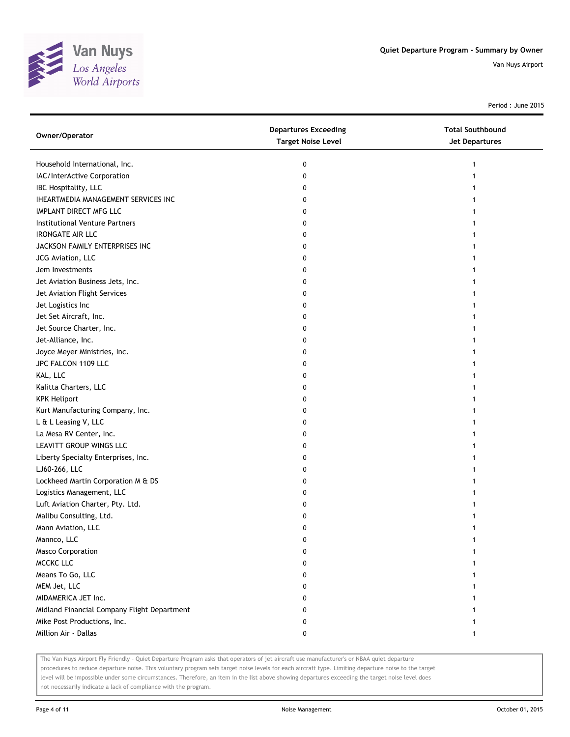Quiet Departure Program - Summary by Owner

Van Nuys Airport

Period : June 2015

| Owner/Operator | Departures Exceeding Target Noise Level | Total Southbound Jet Departures |
|---|---|---|
| Household International, Inc. | 0 | 1 |
| IAC/InterActive Corporation | 0 | 1 |
| IBC Hospitality, LLC | 0 | 1 |
| IHEARTMEDIA MANAGEMENT SERVICES INC | 0 | 1 |
| IMPLANT DIRECT MFG LLC | 0 | 1 |
| Institutional Venture Partners | 0 | 1 |
| IRONGATE AIR LLC | 0 | 1 |
| JACKSON FAMILY ENTERPRISES INC | 0 | 1 |
| JCG Aviation, LLC | 0 | 1 |
| Jem Investments | 0 | 1 |
| Jet Aviation Business Jets, Inc. | 0 | 1 |
| Jet Aviation Flight Services | 0 | 1 |
| Jet Logistics Inc | 0 | 1 |
| Jet Set Aircraft, Inc. | 0 | 1 |
| Jet Source Charter, Inc. | 0 | 1 |
| Jet-Alliance, Inc. | 0 | 1 |
| Joyce Meyer Ministries, Inc. | 0 | 1 |
| JPC FALCON 1109 LLC | 0 | 1 |
| KAL, LLC | 0 | 1 |
| Kalitta Charters, LLC | 0 | 1 |
| KPK Heliport | 0 | 1 |
| Kurt Manufacturing Company, Inc. | 0 | 1 |
| L & L Leasing V, LLC | 0 | 1 |
| La Mesa RV Center, Inc. | 0 | 1 |
| LEAVITT GROUP WINGS LLC | 0 | 1 |
| Liberty Specialty Enterprises, Inc. | 0 | 1 |
| LJ60-266, LLC | 0 | 1 |
| Lockheed Martin Corporation M & DS | 0 | 1 |
| Logistics Management, LLC | 0 | 1 |
| Luft Aviation Charter, Pty. Ltd. | 0 | 1 |
| Malibu Consulting, Ltd. | 0 | 1 |
| Mann Aviation, LLC | 0 | 1 |
| Mannco, LLC | 0 | 1 |
| Masco Corporation | 0 | 1 |
| MCCKC LLC | 0 | 1 |
| Means To Go, LLC | 0 | 1 |
| MEM Jet, LLC | 0 | 1 |
| MIDAMERICA JET Inc. | 0 | 1 |
| Midland Financial Company Flight Department | 0 | 1 |
| Mike Post Productions, Inc. | 0 | 1 |
| Million Air - Dallas | 0 | 1 |

The Van Nuys Airport Fly Friendly - Quiet Departure Program asks that operators of jet aircraft use manufacturer's or NBAA quiet departure procedures to reduce departure noise. This voluntary program sets target noise levels for each aircraft type. Limiting departure noise to the target level will be impossible under some circumstances. Therefore, an item in the list above showing departures exceeding the target noise level does not necessarily indicate a lack of compliance with the program.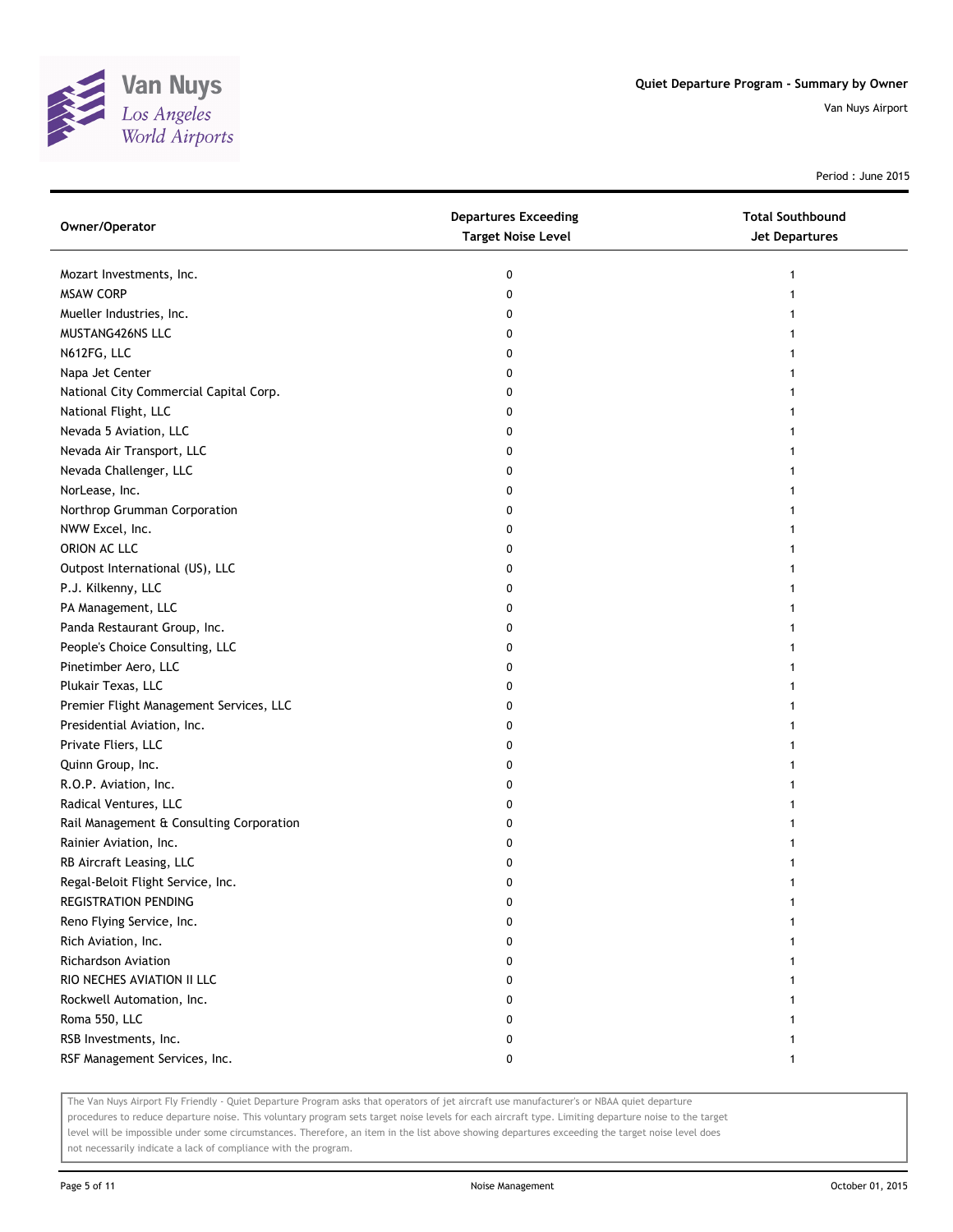Quiet Departure Program - Summary by Owner

Van Nuys Airport

Period : June 2015

| Owner/Operator | Departures Exceeding Target Noise Level | Total Southbound Jet Departures |
|---|---|---|
| Mozart Investments, Inc. | 0 | 1 |
| MSAW CORP | 0 | 1 |
| Mueller Industries, Inc. | 0 | 1 |
| MUSTANG426NS LLC | 0 | 1 |
| N612FG, LLC | 0 | 1 |
| Napa Jet Center | 0 | 1 |
| National City Commercial Capital Corp. | 0 | 1 |
| National Flight, LLC | 0 | 1 |
| Nevada 5 Aviation, LLC | 0 | 1 |
| Nevada Air Transport, LLC | 0 | 1 |
| Nevada Challenger, LLC | 0 | 1 |
| NorLease, Inc. | 0 | 1 |
| Northrop Grumman Corporation | 0 | 1 |
| NWW Excel, Inc. | 0 | 1 |
| ORION AC LLC | 0 | 1 |
| Outpost International (US), LLC | 0 | 1 |
| P.J. Kilkenny, LLC | 0 | 1 |
| PA Management, LLC | 0 | 1 |
| Panda Restaurant Group, Inc. | 0 | 1 |
| People's Choice Consulting, LLC | 0 | 1 |
| Pinetimber Aero, LLC | 0 | 1 |
| Plukair Texas, LLC | 0 | 1 |
| Premier Flight Management Services, LLC | 0 | 1 |
| Presidential Aviation, Inc. | 0 | 1 |
| Private Fliers, LLC | 0 | 1 |
| Quinn Group, Inc. | 0 | 1 |
| R.O.P. Aviation, Inc. | 0 | 1 |
| Radical Ventures, LLC | 0 | 1 |
| Rail Management & Consulting Corporation | 0 | 1 |
| Rainier Aviation, Inc. | 0 | 1 |
| RB Aircraft Leasing, LLC | 0 | 1 |
| Regal-Beloit Flight Service, Inc. | 0 | 1 |
| REGISTRATION PENDING | 0 | 1 |
| Reno Flying Service, Inc. | 0 | 1 |
| Rich Aviation, Inc. | 0 | 1 |
| Richardson Aviation | 0 | 1 |
| RIO NECHES AVIATION II LLC | 0 | 1 |
| Rockwell Automation, Inc. | 0 | 1 |
| Roma 550, LLC | 0 | 1 |
| RSB Investments, Inc. | 0 | 1 |
| RSF Management Services, Inc. | 0 | 1 |

The Van Nuys Airport Fly Friendly - Quiet Departure Program asks that operators of jet aircraft use manufacturer's or NBAA quiet departure procedures to reduce departure noise. This voluntary program sets target noise levels for each aircraft type. Limiting departure noise to the target level will be impossible under some circumstances. Therefore, an item in the list above showing departures exceeding the target noise level does not necessarily indicate a lack of compliance with the program.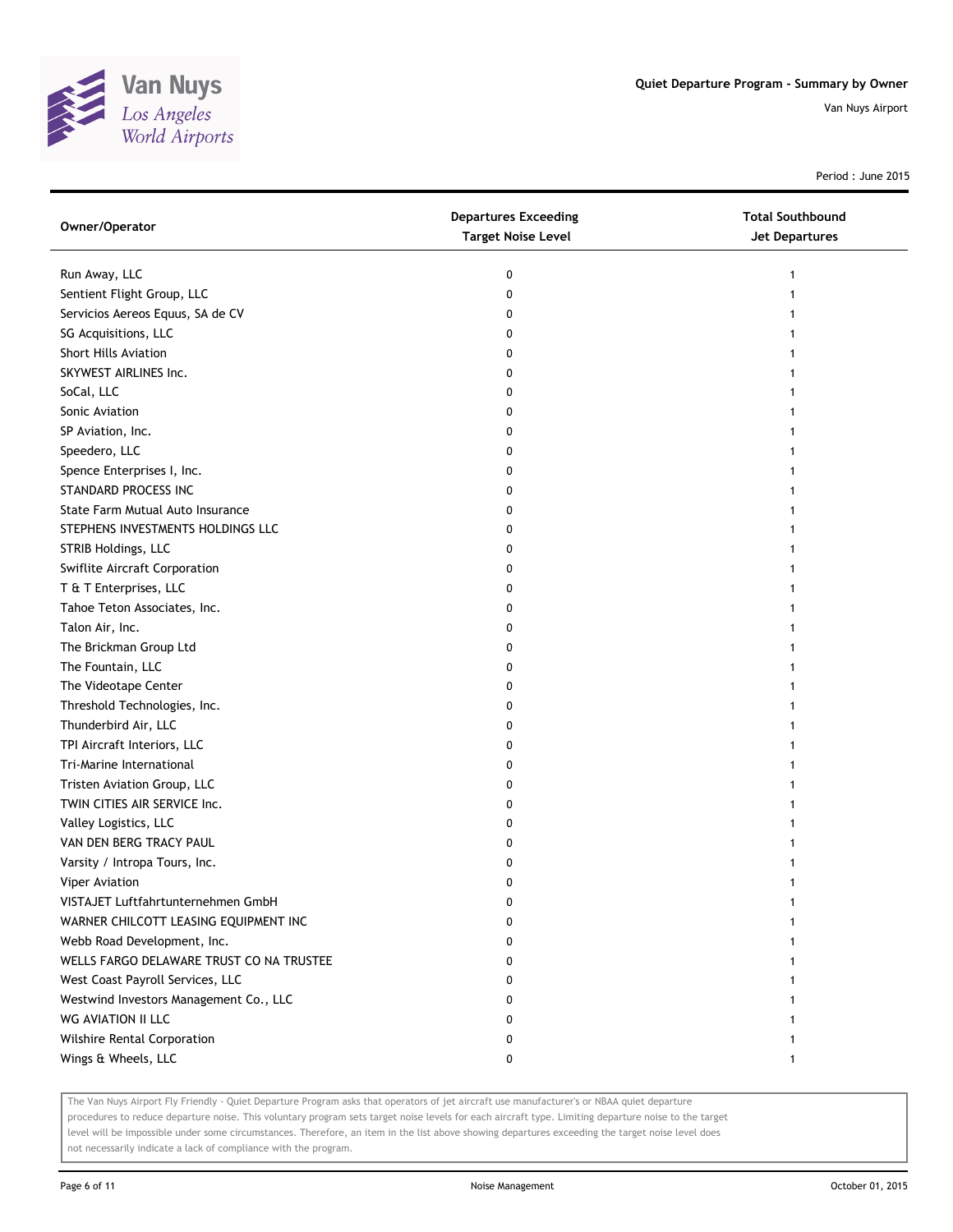Quiet Departure Program - Summary by Owner

Van Nuys Airport

Period : June 2015

| Owner/Operator | Departures Exceeding Target Noise Level | Total Southbound Jet Departures |
|---|---|---|
| Run Away, LLC | 0 | 1 |
| Sentient Flight Group, LLC | 0 | 1 |
| Servicios Aereos Equus, SA de CV | 0 | 1 |
| SG Acquisitions, LLC | 0 | 1 |
| Short Hills Aviation | 0 | 1 |
| SKYWEST AIRLINES Inc. | 0 | 1 |
| SoCal, LLC | 0 | 1 |
| Sonic Aviation | 0 | 1 |
| SP Aviation, Inc. | 0 | 1 |
| Speedero, LLC | 0 | 1 |
| Spence Enterprises I, Inc. | 0 | 1 |
| STANDARD PROCESS INC | 0 | 1 |
| State Farm Mutual Auto Insurance | 0 | 1 |
| STEPHENS INVESTMENTS HOLDINGS LLC | 0 | 1 |
| STRIB Holdings, LLC | 0 | 1 |
| Swiflite Aircraft Corporation | 0 | 1 |
| T & T Enterprises, LLC | 0 | 1 |
| Tahoe Teton Associates, Inc. | 0 | 1 |
| Talon Air, Inc. | 0 | 1 |
| The Brickman Group Ltd | 0 | 1 |
| The Fountain, LLC | 0 | 1 |
| The Videotape Center | 0 | 1 |
| Threshold Technologies, Inc. | 0 | 1 |
| Thunderbird Air, LLC | 0 | 1 |
| TPI Aircraft Interiors, LLC | 0 | 1 |
| Tri-Marine International | 0 | 1 |
| Tristen Aviation Group, LLC | 0 | 1 |
| TWIN CITIES AIR SERVICE Inc. | 0 | 1 |
| Valley Logistics, LLC | 0 | 1 |
| VAN DEN BERG TRACY PAUL | 0 | 1 |
| Varsity / Intropa Tours, Inc. | 0 | 1 |
| Viper Aviation | 0 | 1 |
| VISTAJET Luftfahrtunternehmen GmbH | 0 | 1 |
| WARNER CHILCOTT LEASING EQUIPMENT INC | 0 | 1 |
| Webb Road Development, Inc. | 0 | 1 |
| WELLS FARGO DELAWARE TRUST CO NA TRUSTEE | 0 | 1 |
| West Coast Payroll Services, LLC | 0 | 1 |
| Westwind Investors Management Co., LLC | 0 | 1 |
| WG AVIATION II LLC | 0 | 1 |
| Wilshire Rental Corporation | 0 | 1 |
| Wings & Wheels, LLC | 0 | 1 |

The Van Nuys Airport Fly Friendly - Quiet Departure Program asks that operators of jet aircraft use manufacturer's or NBAA quiet departure procedures to reduce departure noise. This voluntary program sets target noise levels for each aircraft type. Limiting departure noise to the target level will be impossible under some circumstances. Therefore, an item in the list above showing departures exceeding the target noise level does not necessarily indicate a lack of compliance with the program.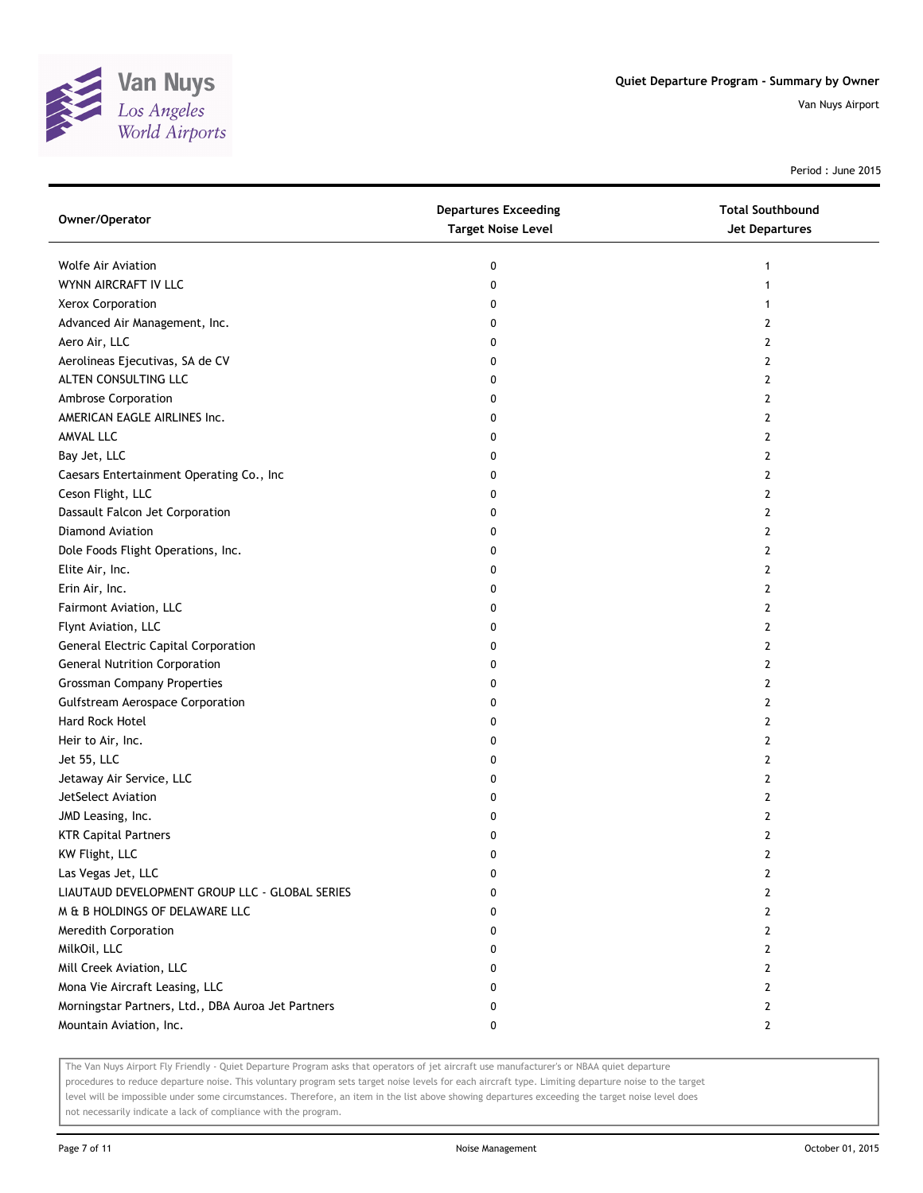Quiet Departure Program - Summary by Owner

Van Nuys Airport

Period : June 2015

| Owner/Operator | Departures Exceeding Target Noise Level | Total Southbound Jet Departures |
|---|---|---|
| Wolfe Air Aviation | 0 | 1 |
| WYNN AIRCRAFT IV LLC | 0 | 1 |
| Xerox Corporation | 0 | 1 |
| Advanced Air Management, Inc. | 0 | 2 |
| Aero Air, LLC | 0 | 2 |
| Aerolineas Ejecutivas, SA de CV | 0 | 2 |
| ALTEN CONSULTING LLC | 0 | 2 |
| Ambrose Corporation | 0 | 2 |
| AMERICAN EAGLE AIRLINES Inc. | 0 | 2 |
| AMVAL LLC | 0 | 2 |
| Bay Jet, LLC | 0 | 2 |
| Caesars Entertainment Operating Co., Inc | 0 | 2 |
| Ceson Flight, LLC | 0 | 2 |
| Dassault Falcon Jet Corporation | 0 | 2 |
| Diamond Aviation | 0 | 2 |
| Dole Foods Flight Operations, Inc. | 0 | 2 |
| Elite Air, Inc. | 0 | 2 |
| Erin Air, Inc. | 0 | 2 |
| Fairmont Aviation, LLC | 0 | 2 |
| Flynt Aviation, LLC | 0 | 2 |
| General Electric Capital Corporation | 0 | 2 |
| General Nutrition Corporation | 0 | 2 |
| Grossman Company Properties | 0 | 2 |
| Gulfstream Aerospace Corporation | 0 | 2 |
| Hard Rock Hotel | 0 | 2 |
| Heir to Air, Inc. | 0 | 2 |
| Jet 55, LLC | 0 | 2 |
| Jetaway Air Service, LLC | 0 | 2 |
| JetSelect Aviation | 0 | 2 |
| JMD Leasing, Inc. | 0 | 2 |
| KTR Capital Partners | 0 | 2 |
| KW Flight, LLC | 0 | 2 |
| Las Vegas Jet, LLC | 0 | 2 |
| LIAUTAUD DEVELOPMENT GROUP LLC - GLOBAL SERIES | 0 | 2 |
| M & B HOLDINGS OF DELAWARE LLC | 0 | 2 |
| Meredith Corporation | 0 | 2 |
| MilkOil, LLC | 0 | 2 |
| Mill Creek Aviation, LLC | 0 | 2 |
| Mona Vie Aircraft Leasing, LLC | 0 | 2 |
| Morningstar Partners, Ltd., DBA Auroa Jet Partners | 0 | 2 |
| Mountain Aviation, Inc. | 0 | 2 |

The Van Nuys Airport Fly Friendly - Quiet Departure Program asks that operators of jet aircraft use manufacturer's or NBAA quiet departure procedures to reduce departure noise. This voluntary program sets target noise levels for each aircraft type. Limiting departure noise to the target level will be impossible under some circumstances. Therefore, an item in the list above showing departures exceeding the target noise level does not necessarily indicate a lack of compliance with the program.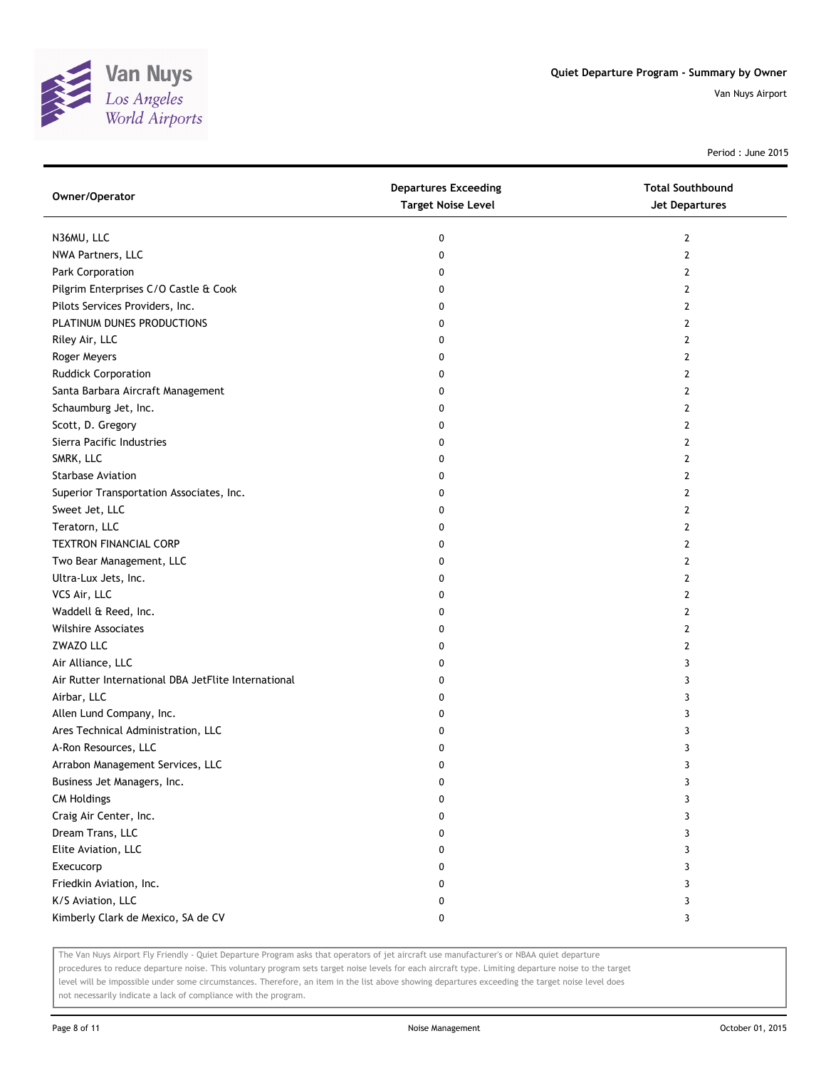# Quiet Departure Program - Summary by Owner

Van Nuys Airport

Period : June 2015

| Owner/Operator | Departures Exceeding Target Noise Level | Total Southbound Jet Departures |
|---|---|---|
| N36MU, LLC | 0 | 2 |
| NWA Partners, LLC | 0 | 2 |
| Park Corporation | 0 | 2 |
| Pilgrim Enterprises C/O Castle & Cook | 0 | 2 |
| Pilots Services Providers, Inc. | 0 | 2 |
| PLATINUM DUNES PRODUCTIONS | 0 | 2 |
| Riley Air, LLC | 0 | 2 |
| Roger Meyers | 0 | 2 |
| Ruddick Corporation | 0 | 2 |
| Santa Barbara Aircraft Management | 0 | 2 |
| Schaumburg Jet, Inc. | 0 | 2 |
| Scott, D. Gregory | 0 | 2 |
| Sierra Pacific Industries | 0 | 2 |
| SMRK, LLC | 0 | 2 |
| Starbase Aviation | 0 | 2 |
| Superior Transportation Associates, Inc. | 0 | 2 |
| Sweet Jet, LLC | 0 | 2 |
| Teratorn, LLC | 0 | 2 |
| TEXTRON FINANCIAL CORP | 0 | 2 |
| Two Bear Management, LLC | 0 | 2 |
| Ultra-Lux Jets, Inc. | 0 | 2 |
| VCS Air, LLC | 0 | 2 |
| Waddell & Reed, Inc. | 0 | 2 |
| Wilshire Associates | 0 | 2 |
| ZWAZO LLC | 0 | 2 |
| Air Alliance, LLC | 0 | 3 |
| Air Rutter International DBA JetFlite International | 0 | 3 |
| Airbar, LLC | 0 | 3 |
| Allen Lund Company, Inc. | 0 | 3 |
| Ares Technical Administration, LLC | 0 | 3 |
| A-Ron Resources, LLC | 0 | 3 |
| Arrabon Management Services, LLC | 0 | 3 |
| Business Jet Managers, Inc. | 0 | 3 |
| CM Holdings | 0 | 3 |
| Craig Air Center, Inc. | 0 | 3 |
| Dream Trans, LLC | 0 | 3 |
| Elite Aviation, LLC | 0 | 3 |
| Execucorp | 0 | 3 |
| Friedkin Aviation, Inc. | 0 | 3 |
| K/S Aviation, LLC | 0 | 3 |
| Kimberly Clark de Mexico, SA de CV | 0 | 3 |

The Van Nuys Airport Fly Friendly - Quiet Departure Program asks that operators of jet aircraft use manufacturer's or NBAA quiet departure procedures to reduce departure noise. This voluntary program sets target noise levels for each aircraft type. Limiting departure noise to the target level will be impossible under some circumstances. Therefore, an item in the list above showing departures exceeding the target noise level does not necessarily indicate a lack of compliance with the program.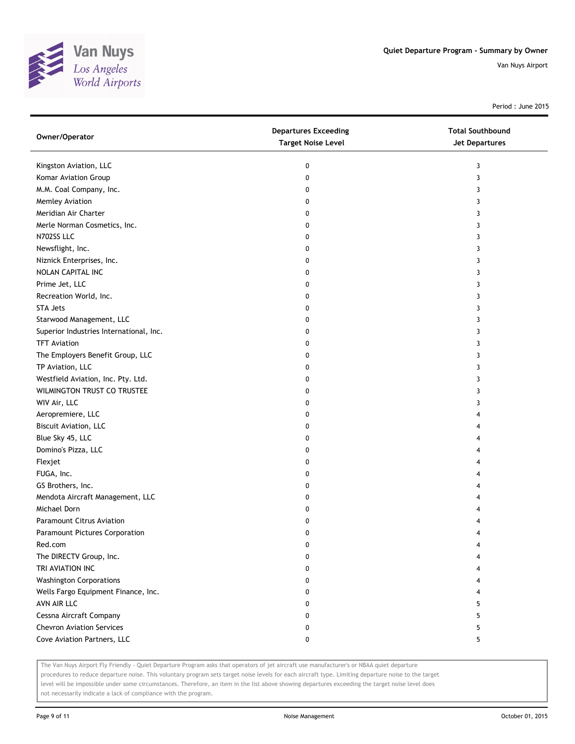# Quiet Departure Program - Summary by Owner

Van Nuys Airport

Period : June 2015

| Owner/Operator | Departures Exceeding Target Noise Level | Total Southbound Jet Departures |
|---|---|---|
| Kingston Aviation, LLC | 0 | 3 |
| Komar Aviation Group | 0 | 3 |
| M.M. Coal Company, Inc. | 0 | 3 |
| Memley Aviation | 0 | 3 |
| Meridian Air Charter | 0 | 3 |
| Merle Norman Cosmetics, Inc. | 0 | 3 |
| N702SS LLC | 0 | 3 |
| Newsflight, Inc. | 0 | 3 |
| Niznick Enterprises, Inc. | 0 | 3 |
| NOLAN CAPITAL INC | 0 | 3 |
| Prime Jet, LLC | 0 | 3 |
| Recreation World, Inc. | 0 | 3 |
| STA Jets | 0 | 3 |
| Starwood Management, LLC | 0 | 3 |
| Superior Industries International, Inc. | 0 | 3 |
| TFT Aviation | 0 | 3 |
| The Employers Benefit Group, LLC | 0 | 3 |
| TP Aviation, LLC | 0 | 3 |
| Westfield Aviation, Inc. Pty. Ltd. | 0 | 3 |
| WILMINGTON TRUST CO TRUSTEE | 0 | 3 |
| WIV Air, LLC | 0 | 3 |
| Aeropremiere, LLC | 0 | 4 |
| Biscuit Aviation, LLC | 0 | 4 |
| Blue Sky 45, LLC | 0 | 4 |
| Domino's Pizza, LLC | 0 | 4 |
| Flexjet | 0 | 4 |
| FUGA, Inc. | 0 | 4 |
| GS Brothers, Inc. | 0 | 4 |
| Mendota Aircraft Management, LLC | 0 | 4 |
| Michael Dorn | 0 | 4 |
| Paramount Citrus Aviation | 0 | 4 |
| Paramount Pictures Corporation | 0 | 4 |
| Red.com | 0 | 4 |
| The DIRECTV Group, Inc. | 0 | 4 |
| TRI AVIATION INC | 0 | 4 |
| Washington Corporations | 0 | 4 |
| Wells Fargo Equipment Finance, Inc. | 0 | 4 |
| AVN AIR LLC | 0 | 5 |
| Cessna Aircraft Company | 0 | 5 |
| Chevron Aviation Services | 0 | 5 |
| Cove Aviation Partners, LLC | 0 | 5 |

The Van Nuys Airport Fly Friendly - Quiet Departure Program asks that operators of jet aircraft use manufacturer's or NBAA quiet departure procedures to reduce departure noise. This voluntary program sets target noise levels for each aircraft type. Limiting departure noise to the target level will be impossible under some circumstances. Therefore, an item in the list above showing departures exceeding the target noise level does not necessarily indicate a lack of compliance with the program.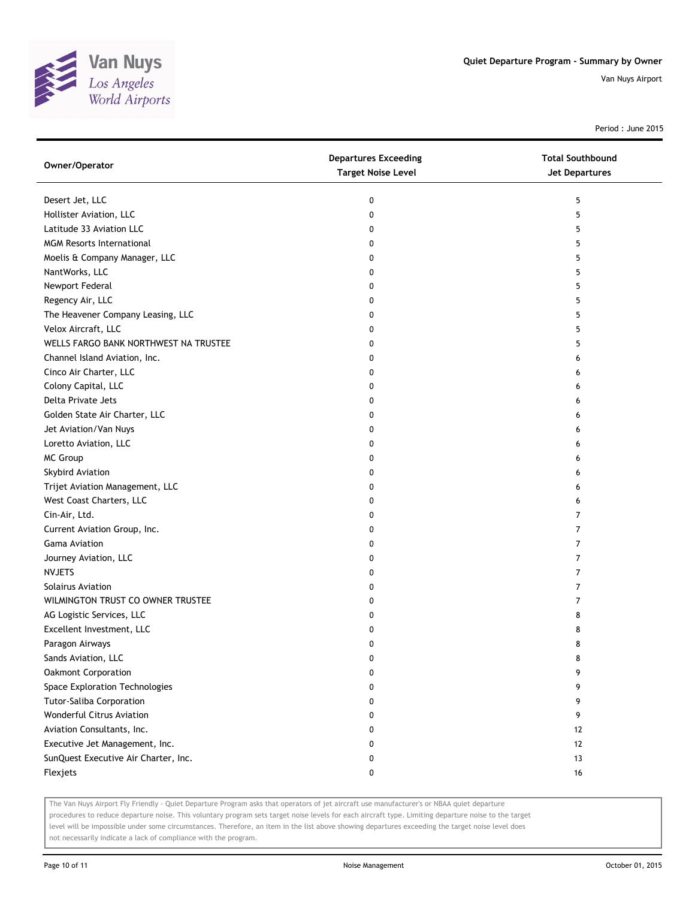| Owner/Operator | Departures Exceeding Target Noise Level | Total Southbound Jet Departures |
|---|---|---|
| Desert Jet, LLC | 0 | 5 |
| Hollister Aviation, LLC | 0 | 5 |
| Latitude 33 Aviation LLC | 0 | 5 |
| MGM Resorts International | 0 | 5 |
| Moelis & Company Manager, LLC | 0 | 5 |
| NantWorks, LLC | 0 | 5 |
| Newport Federal | 0 | 5 |
| Regency Air, LLC | 0 | 5 |
| The Heavener Company Leasing, LLC | 0 | 5 |
| Velox Aircraft, LLC | 0 | 5 |
| WELLS FARGO BANK NORTHWEST NA TRUSTEE | 0 | 5 |
| Channel Island Aviation, Inc. | 0 | 6 |
| Cinco Air Charter, LLC | 0 | 6 |
| Colony Capital, LLC | 0 | 6 |
| Delta Private Jets | 0 | 6 |
| Golden State Air Charter, LLC | 0 | 6 |
| Jet Aviation/Van Nuys | 0 | 6 |
| Loretto Aviation, LLC | 0 | 6 |
| MC Group | 0 | 6 |
| Skybird Aviation | 0 | 6 |
| Trijet Aviation Management, LLC | 0 | 6 |
| West Coast Charters, LLC | 0 | 6 |
| Cin-Air, Ltd. | 0 | 7 |
| Current Aviation Group, Inc. | 0 | 7 |
| Gama Aviation | 0 | 7 |
| Journey Aviation, LLC | 0 | 7 |
| NVJETS | 0 | 7 |
| Solairus Aviation | 0 | 7 |
| WILMINGTON TRUST CO OWNER TRUSTEE | 0 | 7 |
| AG Logistic Services, LLC | 0 | 8 |
| Excellent Investment, LLC | 0 | 8 |
| Paragon Airways | 0 | 8 |
| Sands Aviation, LLC | 0 | 8 |
| Oakmont Corporation | 0 | 9 |
| Space Exploration Technologies | 0 | 9 |
| Tutor-Saliba Corporation | 0 | 9 |
| Wonderful Citrus Aviation | 0 | 9 |
| Aviation Consultants, Inc. | 0 | 12 |
| Executive Jet Management, Inc. | 0 | 12 |
| SunQuest Executive Air Charter, Inc. | 0 | 13 |
| Flexjets | 0 | 16 |

The Van Nuys Airport Fly Friendly - Quiet Departure Program asks that operators of jet aircraft use manufacturer's or NBAA quiet departure procedures to reduce departure noise. This voluntary program sets target noise levels for each aircraft type. Limiting departure noise to the target level will be impossible under some circumstances. Therefore, an item in the list above showing departures exceeding the target noise level does not necessarily indicate a lack of compliance with the program.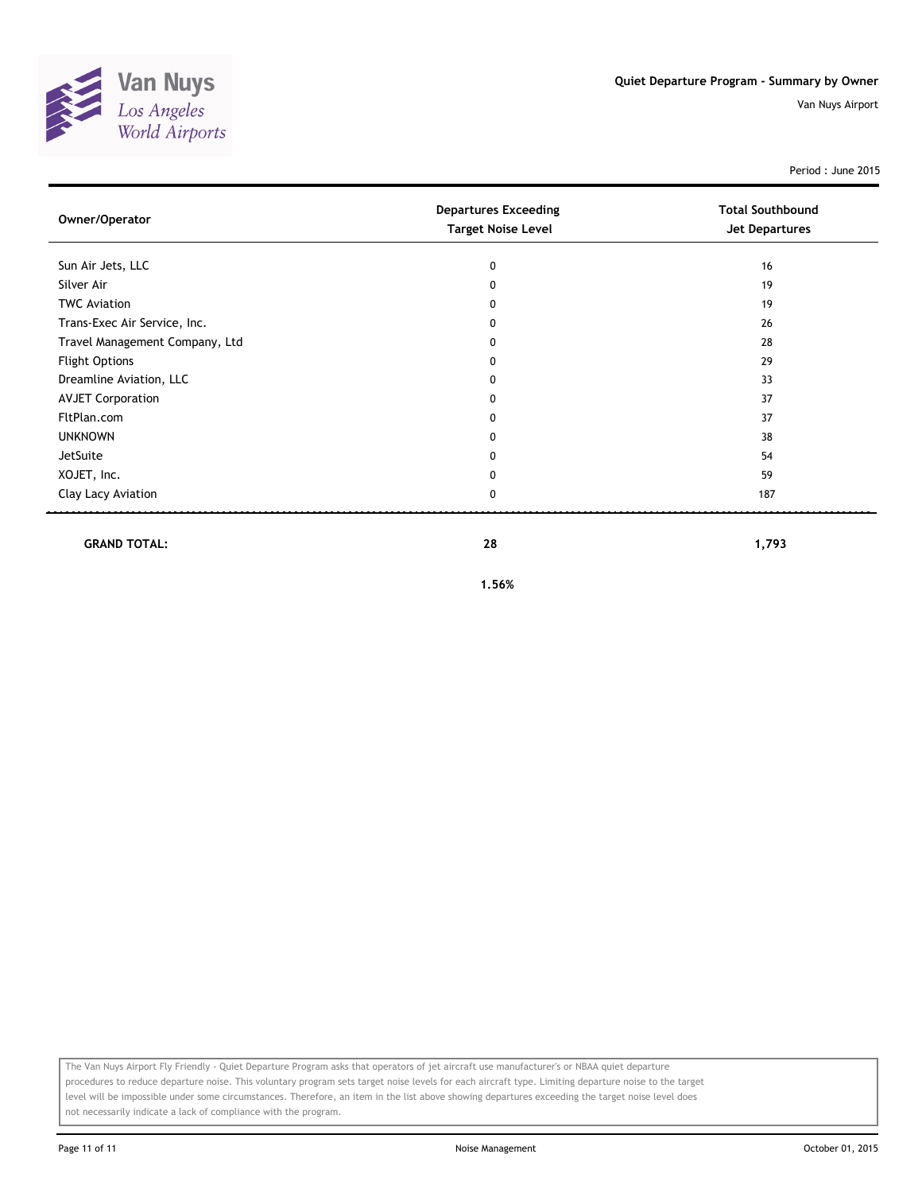# Quiet Departure Program - Summary by Owner

Van Nuys Airport

Period : June 2015

| Owner/Operator | Departures Exceeding Target Noise Level | Total Southbound Jet Departures |
|---|---|---|
| Sun Air Jets, LLC | 0 | 16 |
| Silver Air | 0 | 19 |
| TWC Aviation | 0 | 19 |
| Trans-Exec Air Service, Inc. | 0 | 26 |
| Travel Management Company, Ltd | 0 | 28 |
| Flight Options | 0 | 29 |
| Dreamline Aviation, LLC | 0 | 33 |
| AVJET Corporation | 0 | 37 |
| FltPlan.com | 0 | 37 |
| UNKNOWN | 0 | 38 |
| JetSuite | 0 | 54 |
| XOJET, Inc. | 0 | 59 |
| Clay Lacy Aviation | 0 | 187 |
| **GRAND TOTAL:** | **28** | **1,793** |
| | **1.56%** | |

The Van Nuys Airport Fly Friendly - Quiet Departure Program asks that operators of jet aircraft use manufacturer's or NBAA quiet departure procedures to reduce departure noise. This voluntary program sets target noise levels for each aircraft type. Limiting departure noise to the target level will be impossible under some circumstances. Therefore, an item in the list above showing departures exceeding the target noise level does not necessarily indicate a lack of compliance with the program.